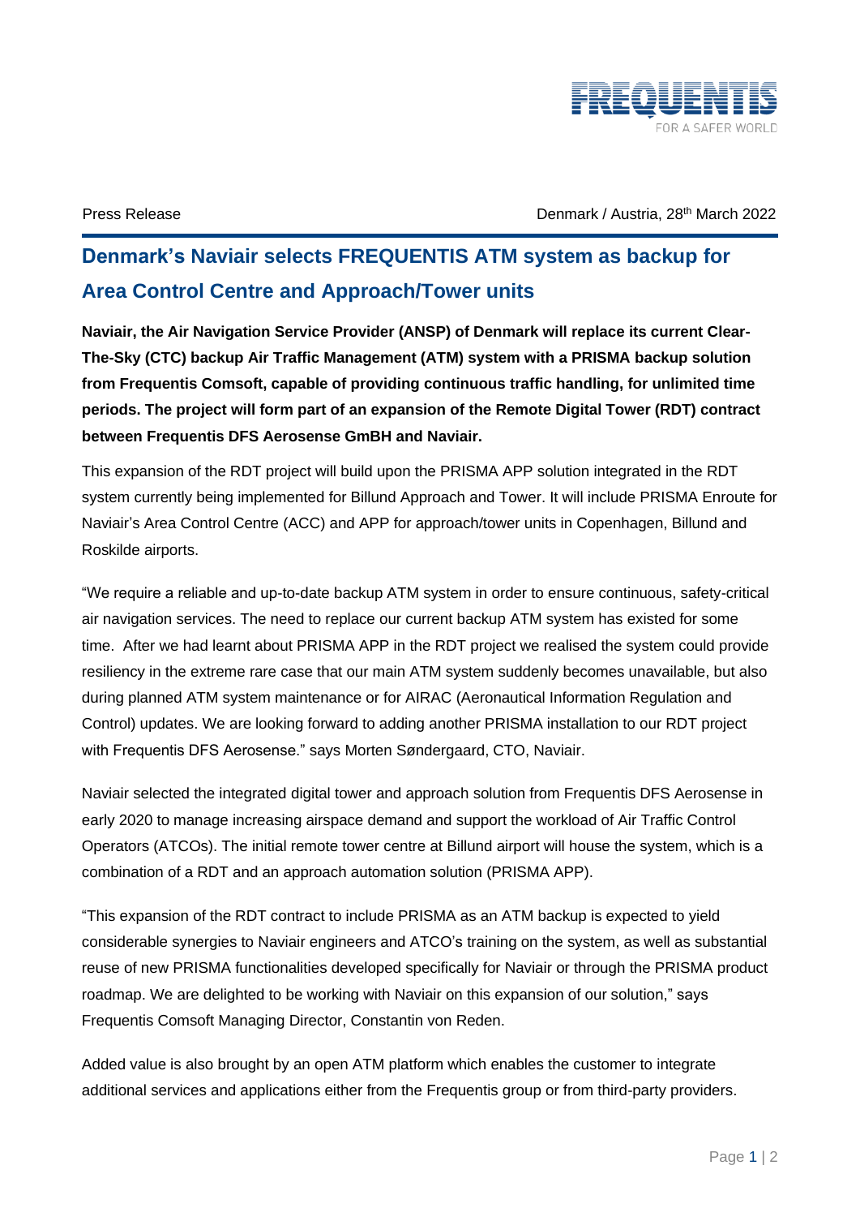Press Release

Denmark / Austria, 28th March 2022

# Denmark's Naviair selects FREQUENTIS ATM system as backup for Area Control Centre and Approach/Tower units

**Naviair, the Air Navigation Service Provider (ANSP) of Denmark will replace its current Clear-The-Sky (CTC) backup Air Traffic Management (ATM) system with a PRISMA backup solution from Frequentis Comsoft, capable of providing continuous traffic handling, for unlimited time periods. The project will form part of an expansion of the Remote Digital Tower (RDT) contract between Frequentis DFS Aerosense GmbH and Naviair.**

This expansion of the RDT project will build upon the PRISMA APP solution integrated in the RDT system currently being implemented for Billund Approach and Tower. It will include PRISMA Enroute for Naviair's Area Control Centre (ACC) and APP for approach/tower units in Copenhagen, Billund and Roskilde airports.

"We require a reliable and up-to-date backup ATM system in order to ensure continuous, safety-critical air navigation services. The need to replace our current backup ATM system has existed for some time. After we had learnt about PRISMA APP in the RDT project we realised the system could provide resiliency in the extreme rare case that our main ATM system suddenly becomes unavailable, but also during planned ATM system maintenance or for AIRAC (Aeronautical Information Regulation and Control) updates. We are looking forward to adding another PRISMA installation to our RDT project with Frequentis DFS Aerosense." says Morten Søndergaard, CTO, Naviair.

Naviair selected the integrated digital tower and approach solution from Frequentis DFS Aerosense in early 2020 to manage increasing airspace demand and support the workload of Air Traffic Control Operators (ATCOs). The initial remote tower centre at Billund airport will house the system, which is a combination of a RDT and an approach automation solution (PRISMA APP).

"This expansion of the RDT contract to include PRISMA as an ATM backup is expected to yield considerable synergies to Naviair engineers and ATCO's training on the system, as well as substantial reuse of new PRISMA functionalities developed specifically for Naviair or through the PRISMA product roadmap. We are delighted to be working with Naviair on this expansion of our solution," says Frequentis Comsoft Managing Director, Constantin von Reden.

Added value is also brought by an open ATM platform which enables the customer to integrate additional services and applications either from the Frequentis group or from third-party providers.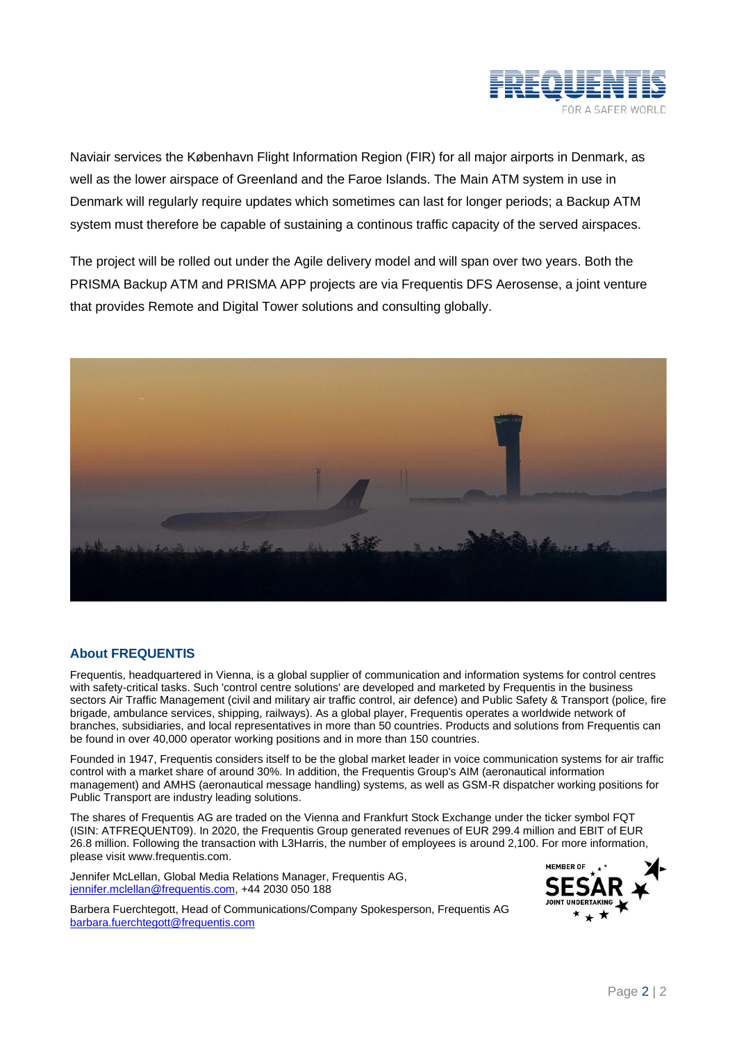Naviair services the København Flight Information Region (FIR) for all major airports in Denmark, as well as the lower airspace of Greenland and the Faroe Islands. The Main ATM system in use in Denmark will regularly require updates which sometimes can last for longer periods; a Backup ATM system must therefore be capable of sustaining a continous traffic capacity of the served airspaces.

The project will be rolled out under the Agile delivery model and will span over two years. Both the PRISMA Backup ATM and PRISMA APP projects are via Frequentis DFS Aerosense, a joint venture that provides Remote and Digital Tower solutions and consulting globally.

## About FREQUENTIS

Frequentis, headquartered in Vienna, is a global supplier of communication and information systems for control centres with safety-critical tasks. Such 'control centre solutions' are developed and marketed by Frequentis in the business sectors Air Traffic Management (civil and military air traffic control, air defence) and Public Safety & Transport (police, fire brigade, ambulance services, shipping, railways). As a global player, Frequentis operates a worldwide network of branches, subsidiaries, and local representatives in more than 50 countries. Products and solutions from Frequentis can be found in over 40,000 operator working positions and in more than 150 countries.

Founded in 1947, Frequentis considers itself to be the global market leader in voice communication systems for air traffic control with a market share of around 30%. In addition, the Frequentis Group's AIM (aeronautical information management) and AMHS (aeronautical message handling) systems, as well as GSM-R dispatcher working positions for Public Transport are industry leading solutions.

The shares of Frequentis AG are traded on the Vienna and Frankfurt Stock Exchange under the ticker symbol FQT (ISIN: ATFREQUENT09). In 2020, the Frequentis Group generated revenues of EUR 299.4 million and EBIT of EUR 26.8 million. Following the transaction with L3Harris, the number of employees is around 2,100. For more information, please visit www.frequentis.com.

Jennifer McLellan, Global Media Relations Manager, Frequentis AG, jennifer.mclellan@frequentis.com, +44 2030 050 188

Barbera Fuerchtegott, Head of Communications/Company Spokesperson, Frequentis AG barbara.fuerchtegott@frequentis.com